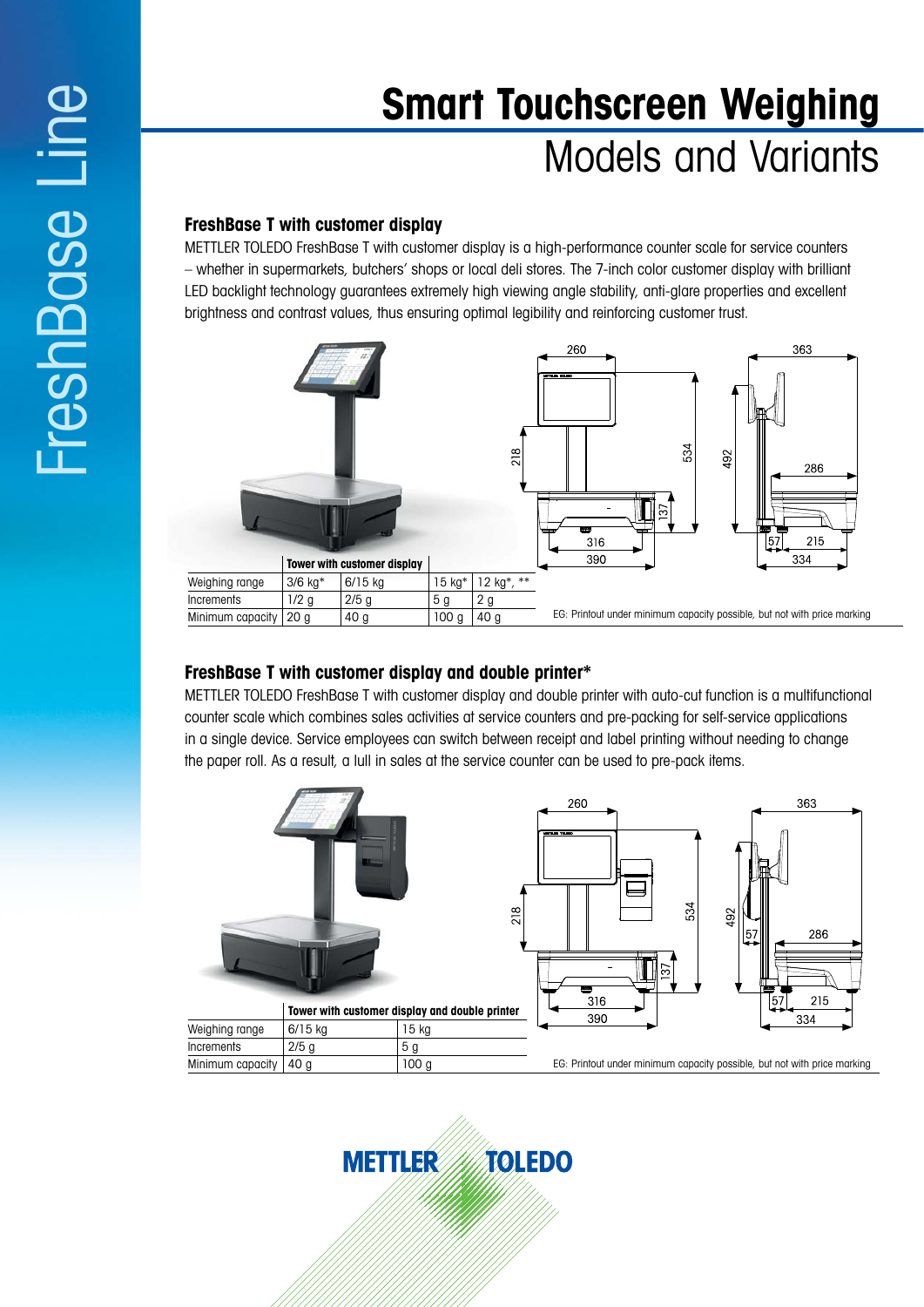# Smart Touchscreen Weighing

## Models and Variants

### FreshBase T with customer display

METTLER TOLEDO FreshBase T with customer display is a high-performance counter scale for service counters – whether in supermarkets, butchers' shops or local deli stores. The 7-inch color customer display with brilliant LED backlight technology guarantees extremely high viewing angle stability, anti-glare properties and excellent brightness and contrast values, thus ensuring optimal legibility and reinforcing customer trust.

| | Tower with customer display | | | |
|---|---|---|---|---|
| Weighing range | 3/6 kg* | 6/15 kg | 15 kg* | 12 kg*, ** |
| Increments | 1/2 g | 2/5 g | 5 g | 2 g |
| Minimum capacity | 20 g | 40 g | 100 g | 40 g |

EG: Printout under minimum capacity possible, but not with price marking

### FreshBase T with customer display and double printer*

METTLER TOLEDO FreshBase T with customer display and double printer with auto-cut function is a multifunctional counter scale which combines sales activities at service counters and pre-packing for self-service applications in a single device. Service employees can switch between receipt and label printing without needing to change the paper roll. As a result, a lull in sales at the service counter can be used to pre-pack items.

| | Tower with customer display and double printer | |
|---|---|---|
| Weighing range | 6/15 kg | 15 kg |
| Increments | 2/5 g | 5 g |
| Minimum capacity | 40 g | 100 g |

EG: Printout under minimum capacity possible, but not with price marking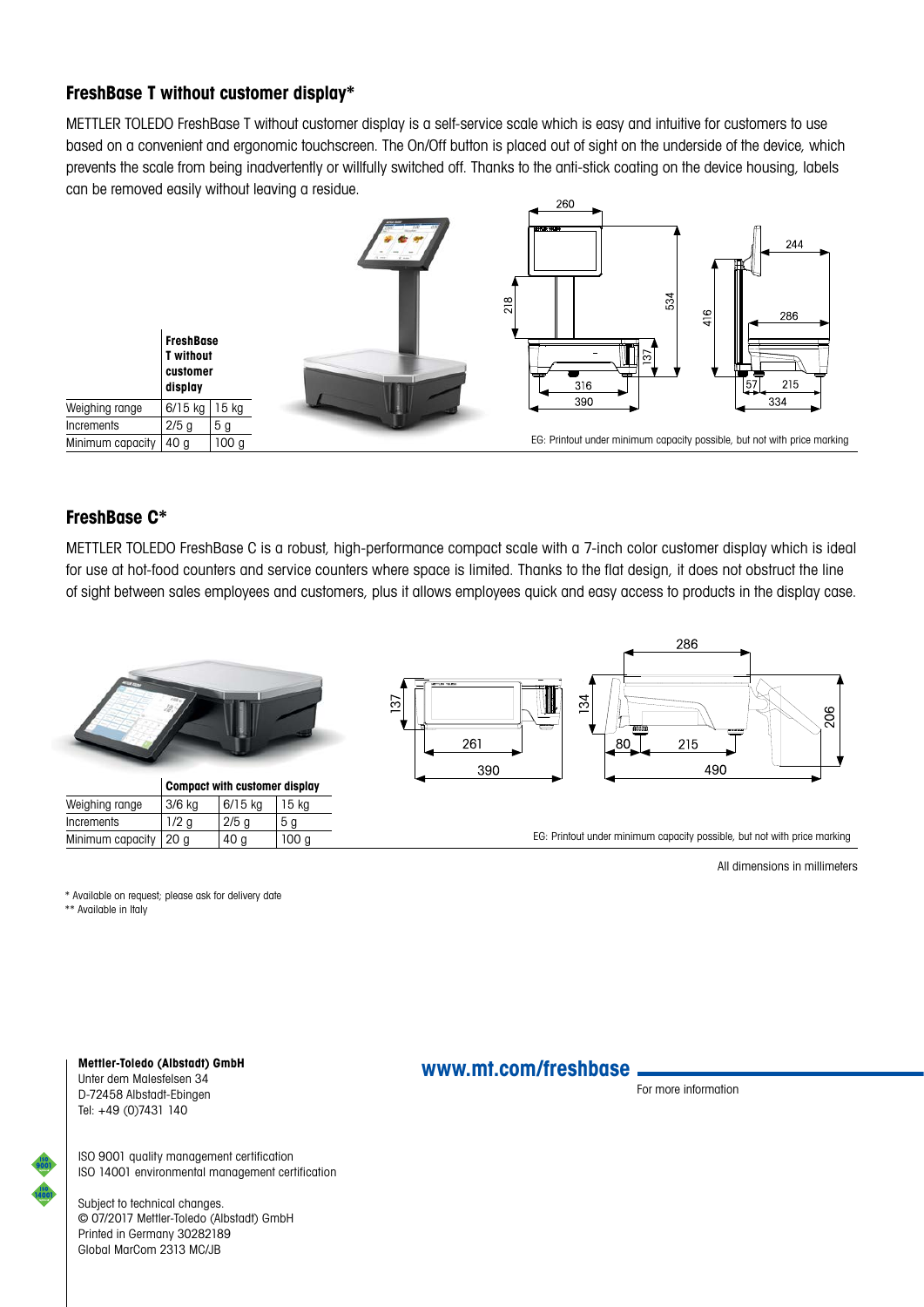## FreshBase T without customer display*

METTLER TOLEDO FreshBase T without customer display is a self-service scale which is easy and intuitive for customers to use based on a convenient and ergonomic touchscreen. The On/Off button is placed out of sight on the underside of the device, which prevents the scale from being inadvertently or willfully switched off. Thanks to the anti-stick coating on the device housing, labels can be removed easily without leaving a residue.

| | FreshBase T without customer display | |
|---|---|---|
| Weighing range | 6/15 kg | 15 kg |
| Increments | 2/5 g | 5 g |
| Minimum capacity | 40 g | 100 g |

260
534
218
137
316
390
244
286
416
57
215
334

EG: Printout under minimum capacity possible, but not with price marking

## FreshBase C*

METTLER TOLEDO FreshBase C is a robust, high-performance compact scale with a 7-inch color customer display which is ideal for use at hot-food counters and service counters where space is limited. Thanks to the flat design, it does not obstruct the line of sight between sales employees and customers, plus it allows employees quick and easy access to products in the display case.

| | Compact with customer display | | |
|---|---|---|---|
| Weighing range | 3/6 kg | 6/15 kg | 15 kg |
| Increments | 1/2 g | 2/5 g | 5 g |
| Minimum capacity | 20 g | 40 g | 100 g |

137
261
390
286
134
206
80
215
490

EG: Printout under minimum capacity possible, but not with price marking

All dimensions in millimeters

\* Available on request; please ask for delivery date
\*\* Available in Italy

**Mettler-Toledo (Albstadt) GmbH**
Unter dem Malesfelsen 34
D-72458 Albstadt-Ebingen
Tel: +49 (0)7431 140

**www.mt.com/freshbase**
For more information

ISO 9001 quality management certification
ISO 14001 environmental management certification

Subject to technical changes.
© 07/2017 Mettler-Toledo (Albstadt) GmbH
Printed in Germany 30282189
Global MarCom 2313 MC/JB